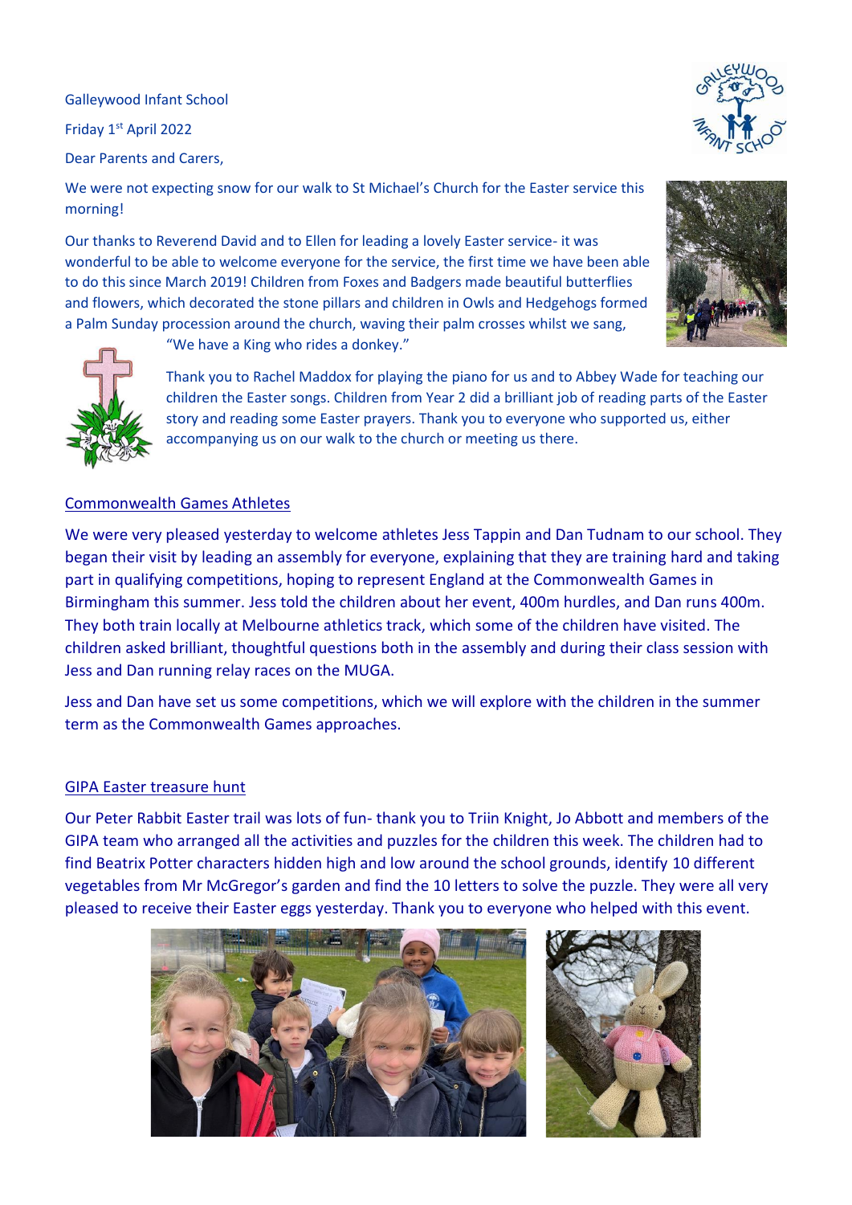Galleywood Infant School

Friday 1st April 2022

Dear Parents and Carers,

We were not expecting snow for our walk to St Michael's Church for the Easter service this morning!

Our thanks to Reverend David and to Ellen for leading a lovely Easter service- it was wonderful to be able to welcome everyone for the service, the first time we have been able to do this since March 2019! Children from Foxes and Badgers made beautiful butterflies and flowers, which decorated the stone pillars and children in Owls and Hedgehogs formed a Palm Sunday procession around the church, waving their palm crosses whilst we sang, "We have a King who rides a donkey."

Thank you to Rachel Maddox for playing the piano for us and to Abbey Wade for teaching our children the Easter songs. Children from Year 2 did a brilliant job of reading parts of the Easter story and reading some Easter prayers. Thank you to everyone who supported us, either accompanying us on our walk to the church or meeting us there.

## Commonwealth Games Athletes

We were very pleased yesterday to welcome athletes Jess Tappin and Dan Tudnam to our school. They began their visit by leading an assembly for everyone, explaining that they are training hard and taking part in qualifying competitions, hoping to represent England at the Commonwealth Games in Birmingham this summer. Jess told the children about her event, 400m hurdles, and Dan runs 400m. They both train locally at Melbourne athletics track, which some of the children have visited. The children asked brilliant, thoughtful questions both in the assembly and during their class session with Jess and Dan running relay races on the MUGA.

Jess and Dan have set us some competitions, which we will explore with the children in the summer term as the Commonwealth Games approaches.

## GIPA Easter treasure hunt

Our Peter Rabbit Easter trail was lots of fun- thank you to Triin Knight, Jo Abbott and members of the GIPA team who arranged all the activities and puzzles for the children this week. The children had to find Beatrix Potter characters hidden high and low around the school grounds, identify 10 different vegetables from Mr McGregor's garden and find the 10 letters to solve the puzzle. They were all very pleased to receive their Easter eggs yesterday. Thank you to everyone who helped with this event.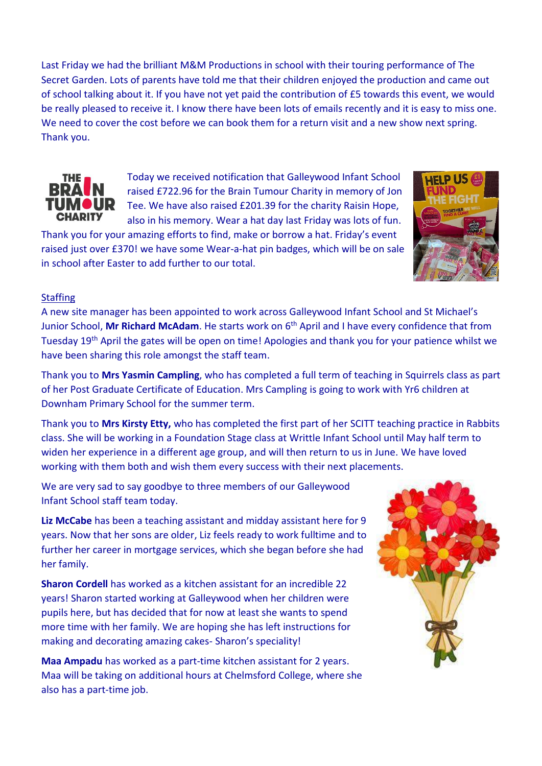Last Friday we had the brilliant M&M Productions in school with their touring performance of The Secret Garden. Lots of parents have told me that their children enjoyed the production and came out of school talking about it. If you have not yet paid the contribution of £5 towards this event, we would be really pleased to receive it. I know there have been lots of emails recently and it is easy to miss one. We need to cover the cost before we can book them for a return visit and a new show next spring. Thank you.

Today we received notification that Galleywood Infant School raised £722.96 for the Brain Tumour Charity in memory of Jon Tee. We have also raised £201.39 for the charity Raisin Hope, also in his memory. Wear a hat day last Friday was lots of fun. Thank you for your amazing efforts to find, make or borrow a hat. Friday's event raised just over £370! we have some Wear-a-hat pin badges, which will be on sale in school after Easter to add further to our total.

Staffing

A new site manager has been appointed to work across Galleywood Infant School and St Michael's Junior School, **Mr Richard McAdam**. He starts work on 6th April and I have every confidence that from Tuesday 19th April the gates will be open on time! Apologies and thank you for your patience whilst we have been sharing this role amongst the staff team.

Thank you to **Mrs Yasmin Campling**, who has completed a full term of teaching in Squirrels class as part of her Post Graduate Certificate of Education. Mrs Campling is going to work with Yr6 children at Downham Primary School for the summer term.

Thank you to **Mrs Kirsty Etty,** who has completed the first part of her SCITT teaching practice in Rabbits class. She will be working in a Foundation Stage class at Writtle Infant School until May half term to widen her experience in a different age group, and will then return to us in June. We have loved working with them both and wish them every success with their next placements.

We are very sad to say goodbye to three members of our Galleywood Infant School staff team today.

**Liz McCabe** has been a teaching assistant and midday assistant here for 9 years. Now that her sons are older, Liz feels ready to work fulltime and to further her career in mortgage services, which she began before she had her family.

**Sharon Cordell** has worked as a kitchen assistant for an incredible 22 years! Sharon started working at Galleywood when her children were pupils here, but has decided that for now at least she wants to spend more time with her family. We are hoping she has left instructions for making and decorating amazing cakes- Sharon's speciality!

**Maa Ampadu** has worked as a part-time kitchen assistant for 2 years. Maa will be taking on additional hours at Chelmsford College, where she also has a part-time job.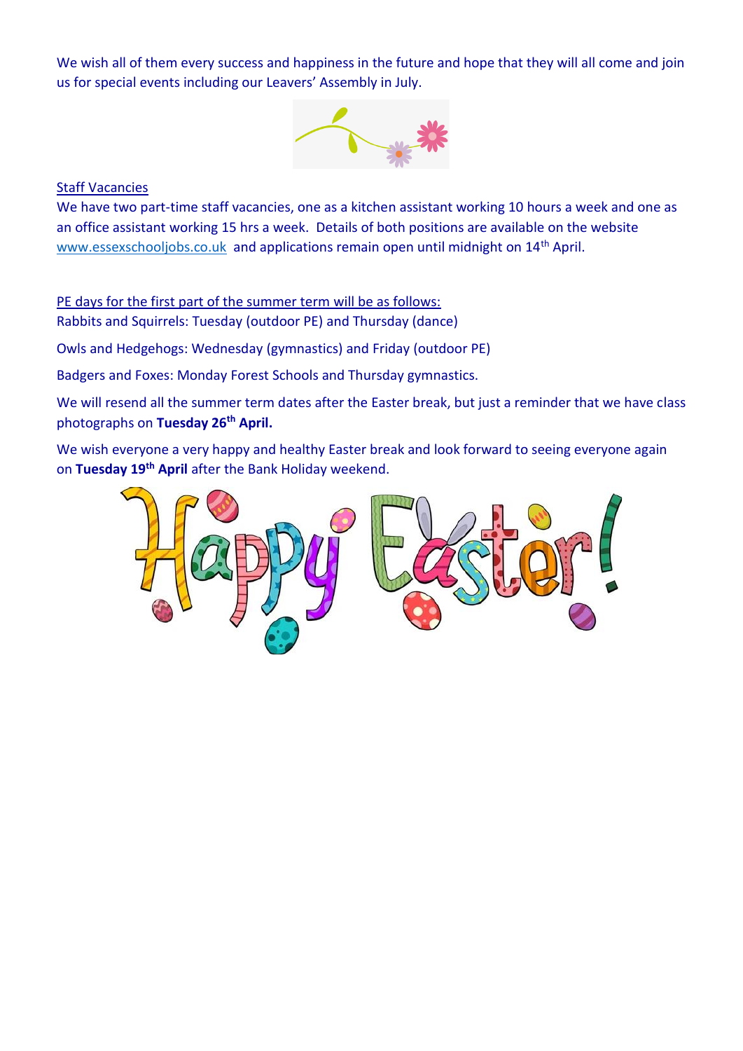We wish all of them every success and happiness in the future and hope that they will all come and join us for special events including our Leavers' Assembly in July.

Staff Vacancies

We have two part-time staff vacancies, one as a kitchen assistant working 10 hours a week and one as an office assistant working 15 hrs a week. Details of both positions are available on the website www.essexschooljobs.co.uk and applications remain open until midnight on 14th April.

PE days for the first part of the summer term will be as follows:

Rabbits and Squirrels: Tuesday (outdoor PE) and Thursday (dance)

Owls and Hedgehogs: Wednesday (gymnastics) and Friday (outdoor PE)

Badgers and Foxes: Monday Forest Schools and Thursday gymnastics.

We will resend all the summer term dates after the Easter break, but just a reminder that we have class photographs on **Tuesday 26th April.**

We wish everyone a very happy and healthy Easter break and look forward to seeing everyone again on **Tuesday 19th April** after the Bank Holiday weekend.